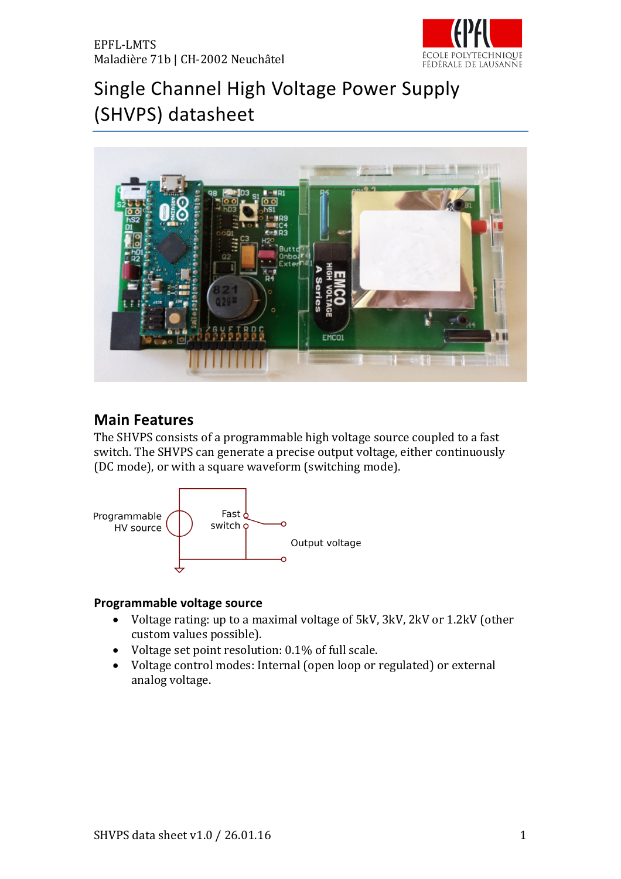EPFL-LMTS
Maladière 71b | CH-2002 Neuchâtel

# Single Channel High Voltage Power Supply (SHVPS) datasheet

## Main Features

The SHVPS consists of a programmable high voltage source coupled to a fast switch. The SHVPS can generate a precise output voltage, either continuously (DC mode), or with a square waveform (switching mode).

Programmable HV source

Fast switch

Output voltage

### Programmable voltage source

- Voltage rating: up to a maximal voltage of 5kV, 3kV, 2kV or 1.2kV (other custom values possible).
- Voltage set point resolution: 0.1% of full scale.
- Voltage control modes: Internal (open loop or regulated) or external analog voltage.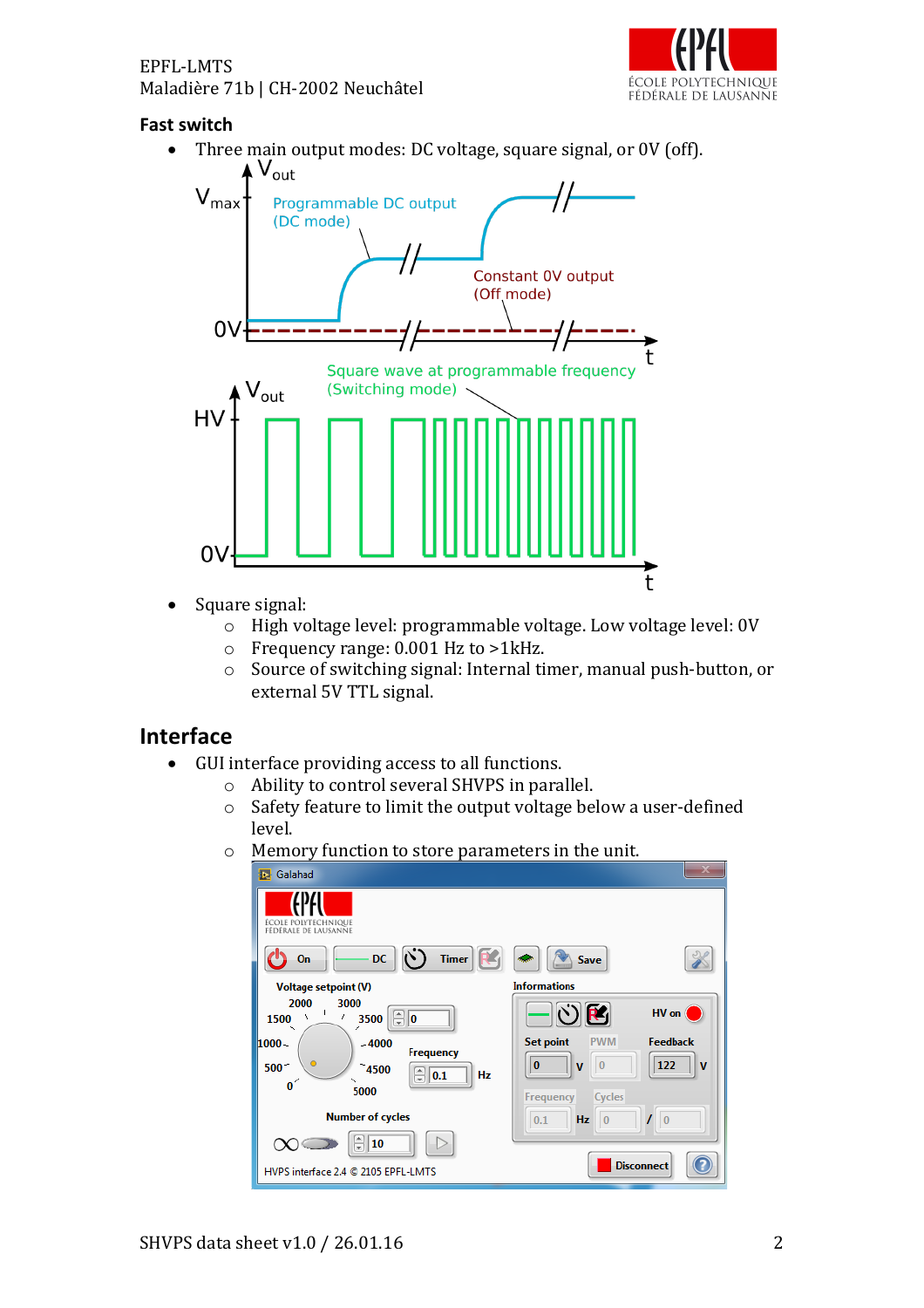## Fast switch

- Three main output modes: DC voltage, square signal, or 0V (off).

- Square signal:
  - High voltage level: programmable voltage. Low voltage level: 0V
  - Frequency range: 0.001 Hz to >1kHz.
  - Source of switching signal: Internal timer, manual push-button, or external 5V TTL signal.

## Interface

- GUI interface providing access to all functions.
  - Ability to control several SHVPS in parallel.
  - Safety feature to limit the output voltage below a user-defined level.
  - Memory function to store parameters in the unit.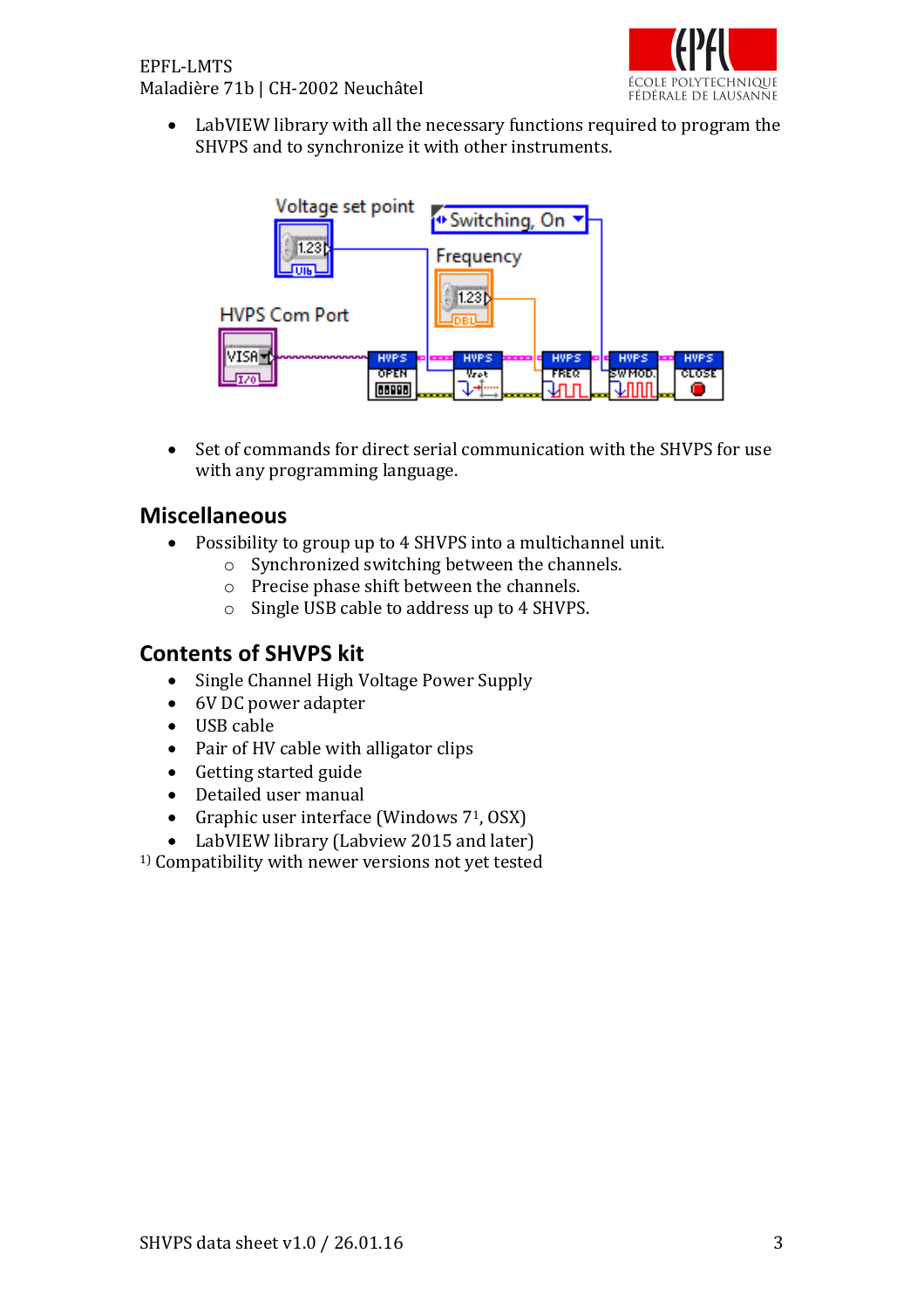- LabVIEW library with all the necessary functions required to program the SHVPS and to synchronize it with other instruments.

- Set of commands for direct serial communication with the SHVPS for use with any programming language.

## Miscellaneous

- Possibility to group up to 4 SHVPS into a multichannel unit.
  - Synchronized switching between the channels.
  - Precise phase shift between the channels.
  - Single USB cable to address up to 4 SHVPS.

## Contents of SHVPS kit

- Single Channel High Voltage Power Supply
- 6V DC power adapter
- USB cable
- Pair of HV cable with alligator clips
- Getting started guide
- Detailed user manual
- Graphic user interface (Windows 7[1], OSX)
- LabVIEW library (Labview 2015 and later)

[1] Compatibility with newer versions not yet tested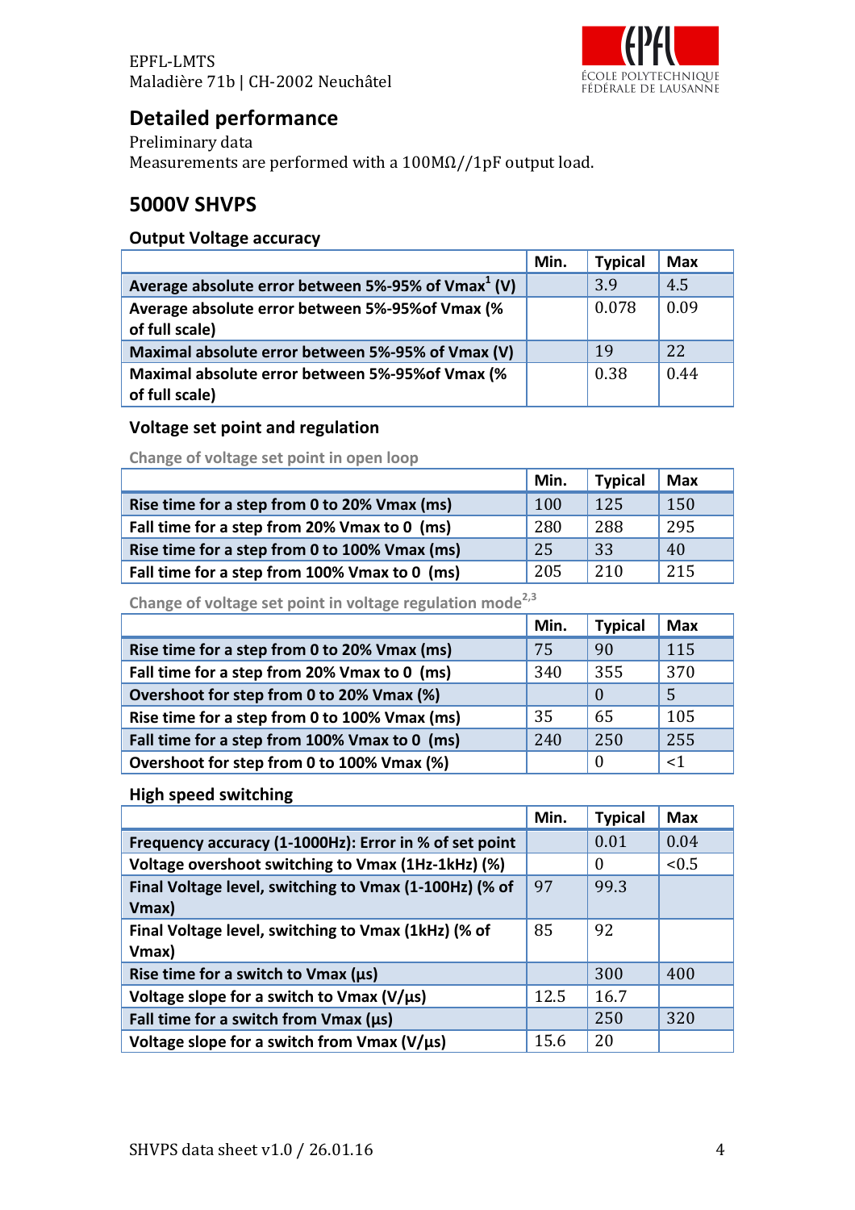EPFL-LMTS
Maladière 71b | CH-2002 Neuchâtel

## Detailed performance

Preliminary data
Measurements are performed with a 100MΩ//1pF output load.

## 5000V SHVPS

### Output Voltage accuracy

| | Min. | Typical | Max |
|---|---|---|---|
| **Average absolute error between 5%-95% of Vmax[1] (V)** | | 3.9 | 4.5 |
| **Average absolute error between 5%-95%of Vmax (% of full scale)** | | 0.078 | 0.09 |
| **Maximal absolute error between 5%-95% of Vmax (V)** | | 19 | 22 |
| **Maximal absolute error between 5%-95%of Vmax (% of full scale)** | | 0.38 | 0.44 |

### Voltage set point and regulation

Change of voltage set point in open loop

| | Min. | Typical | Max |
|---|---|---|---|
| **Rise time for a step from 0 to 20% Vmax (ms)** | 100 | 125 | 150 |
| **Fall time for a step from 20% Vmax to 0 (ms)** | 280 | 288 | 295 |
| **Rise time for a step from 0 to 100% Vmax (ms)** | 25 | 33 | 40 |
| **Fall time for a step from 100% Vmax to 0 (ms)** | 205 | 210 | 215 |

Change of voltage set point in voltage regulation mode[2,3]

| | Min. | Typical | Max |
|---|---|---|---|
| **Rise time for a step from 0 to 20% Vmax (ms)** | 75 | 90 | 115 |
| **Fall time for a step from 20% Vmax to 0 (ms)** | 340 | 355 | 370 |
| **Overshoot for step from 0 to 20% Vmax (%)** | | 0 | 5 |
| **Rise time for a step from 0 to 100% Vmax (ms)** | 35 | 65 | 105 |
| **Fall time for a step from 100% Vmax to 0 (ms)** | 240 | 250 | 255 |
| **Overshoot for step from 0 to 100% Vmax (%)** | | 0 | <1 |

### High speed switching

| | Min. | Typical | Max |
|---|---|---|---|
| **Frequency accuracy (1-1000Hz): Error in % of set point** | | 0.01 | 0.04 |
| **Voltage overshoot switching to Vmax (1Hz-1kHz) (%)** | | 0 | <0.5 |
| **Final Voltage level, switching to Vmax (1-100Hz) (% of Vmax)** | 97 | 99.3 | |
| **Final Voltage level, switching to Vmax (1kHz) (% of Vmax)** | 85 | 92 | |
| **Rise time for a switch to Vmax (µs)** | | 300 | 400 |
| **Voltage slope for a switch to Vmax (V/µs)** | 12.5 | 16.7 | |
| **Fall time for a switch from Vmax (µs)** | | 250 | 320 |
| **Voltage slope for a switch from Vmax (V/µs)** | 15.6 | 20 | |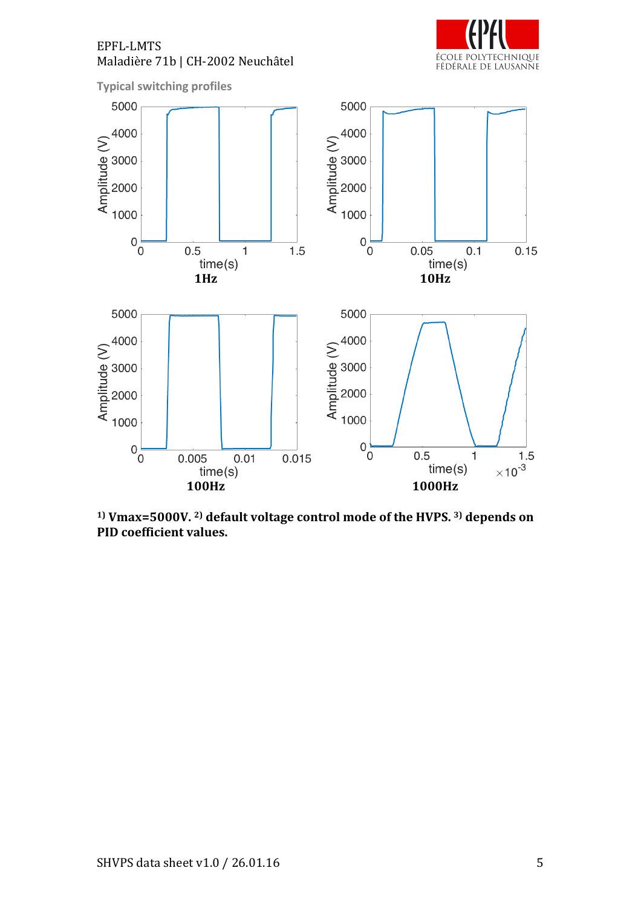Typical switching profiles

5000
4000
3000
2000
1000
0
Amplitude (V)
0
0.5
1
1.5
time(s)
**1Hz**

5000
4000
3000
2000
1000
0
Amplitude (V)
0
0.05
0.1
0.15
time(s)
**10Hz**

5000
4000
3000
2000
1000
0
Amplitude (V)
0
0.005
0.01
0.015
time(s)
**100Hz**

5000
4000
3000
2000
1000
0
Amplitude (V)
0
0.5
1
1.5
time(s)
$\times 10^{-3}$
**1000Hz**

**[1] Vmax=5000V. [2] default voltage control mode of the HVPS. [3] depends on PID coefficient values.**